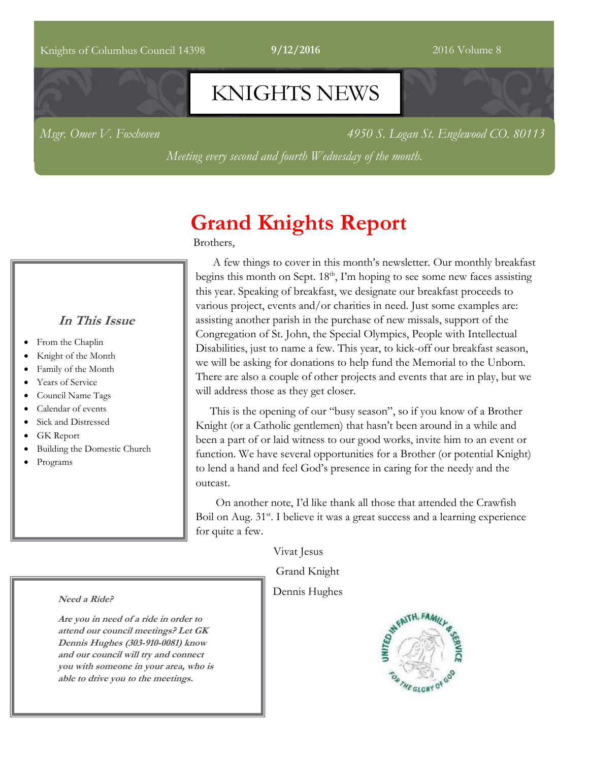Knights of Columbus Council 14398 **9/12/2016** 2016 Volume 8

# KNIGHTS NEWS

*Msgr. Omer V. Foxhoven* *4950 S. Logan St. Englewood CO. 80113*

*Meeting every second and fourth Wednesday of the month.*

## Grand Knights Report

Brothers,

A few things to cover in this month's newsletter. Our monthly breakfast begins this month on Sept. 18th, I'm hoping to see some new faces assisting this year. Speaking of breakfast, we designate our breakfast proceeds to various project, events and/or charities in need. Just some examples are: assisting another parish in the purchase of new missals, support of the Congregation of St. John, the Special Olympics, People with Intellectual Disabilities, just to name a few. This year, to kick-off our breakfast season, we will be asking for donations to help fund the Memorial to the Unborn. There are also a couple of other projects and events that are in play, but we will address those as they get closer.

This is the opening of our "busy season", so if you know of a Brother Knight (or a Catholic gentlemen) that hasn't been around in a while and been a part of or laid witness to our good works, invite him to an event or function. We have several opportunities for a Brother (or potential Knight) to lend a hand and feel God's presence in caring for the needy and the outcast.

On another note, I'd like thank all those that attended the Crawfish Boil on Aug. 31st. I believe it was a great success and a learning experience for quite a few.

Vivat Jesus

Grand Knight

Dennis Hughes

### *In This Issue*

- From the Chaplin
- Knight of the Month
- Family of the Month
- Years of Service
- Council Name Tags
- Calendar of events
- Sick and Distressed
- GK Report
- Building the Domestic Church
- Programs

***Need a Ride?***

***Are you in need of a ride in order to attend our council meetings? Let GK Dennis Hughes (303-910-0081) know and our council will try and connect you with someone in your area, who is able to drive you to the meetings.***

UNITED IN FAITH, FAMILY & SERVICE FOR THE GLORY OF GOD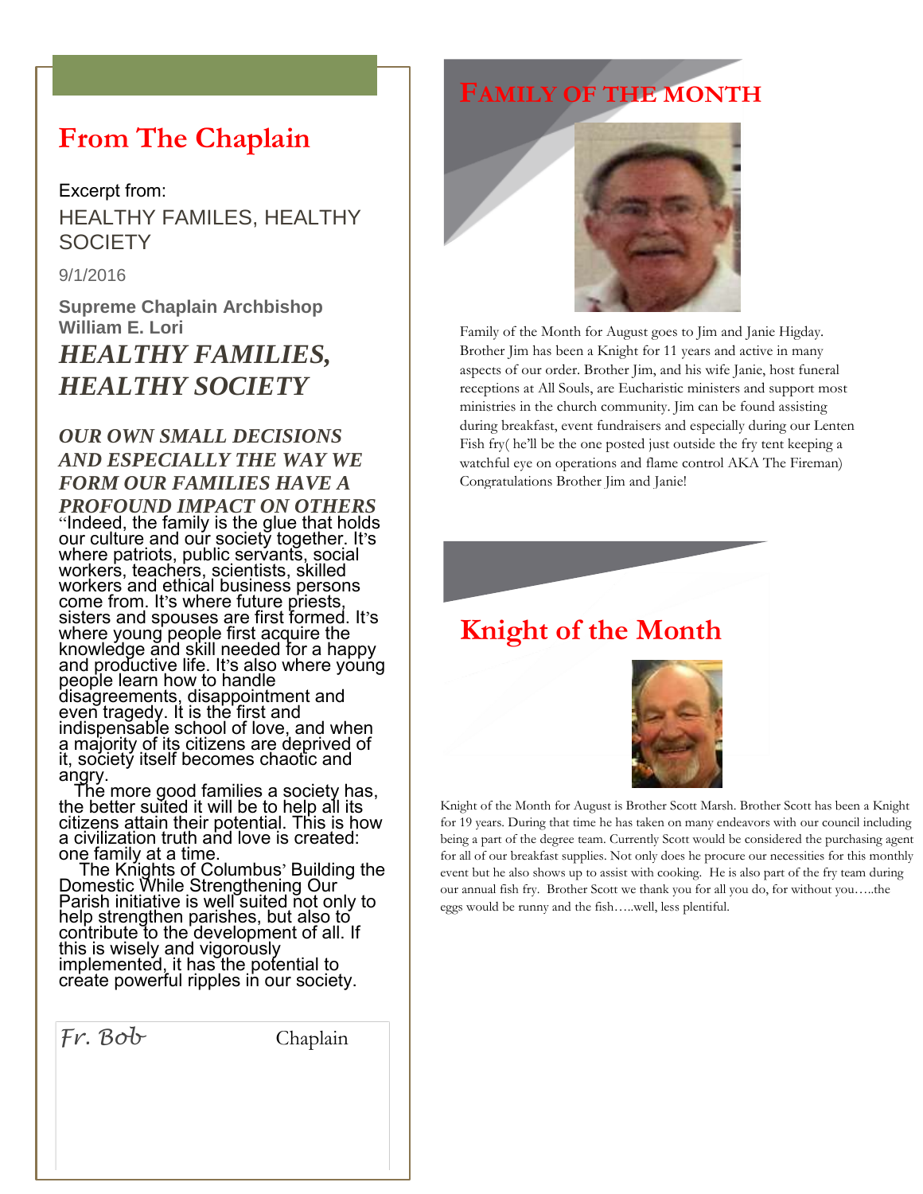## From The Chaplain

Excerpt from:

HEALTHY FAMILES, HEALTHY SOCIETY

9/1/2016

**Supreme Chaplain Archbishop William E. Lori**

***HEALTHY FAMILIES, HEALTHY SOCIETY***

***OUR OWN SMALL DECISIONS AND ESPECIALLY THE WAY WE FORM OUR FAMILIES HAVE A PROFOUND IMPACT ON OTHERS***

"Indeed, the family is the glue that holds our culture and our society together. It's where patriots, public servants, social workers, teachers, scientists, skilled workers and ethical business persons come from. It's where future priests, sisters and spouses are first formed. It's where young people first acquire the knowledge and skill needed for a happy and productive life. It's also where young people learn how to handle disagreements, disappointment and even tragedy. It is the first and indispensable school of love, and when a majority of its citizens are deprived of it, society itself becomes chaotic and angry.

The more good families a society has, the better suited it will be to help all its citizens attain their potential. This is how a civilization truth and love is created: one family at a time.

The Knights of Columbus' Building the Domestic While Strengthening Our Parish initiative is well suited not only to help strengthen parishes, but also to contribute to the development of all. If this is wisely and vigorously implemented, it has the potential to create powerful ripples in our society.

*Fr. Bob* Chaplain

## FAMILY OF THE MONTH

Family of the Month for August goes to Jim and Janie Higday. Brother Jim has been a Knight for 11 years and active in many aspects of our order. Brother Jim, and his wife Janie, host funeral receptions at All Souls, are Eucharistic ministers and support most ministries in the church community. Jim can be found assisting during breakfast, event fundraisers and especially during our Lenten Fish fry( he'll be the one posted just outside the fry tent keeping a watchful eye on operations and flame control AKA The Fireman) Congratulations Brother Jim and Janie!

## Knight of the Month

Knight of the Month for August is Brother Scott Marsh. Brother Scott has been a Knight for 19 years. During that time he has taken on many endeavors with our council including being a part of the degree team. Currently Scott would be considered the purchasing agent for all of our breakfast supplies. Not only does he procure our necessities for this monthly event but he also shows up to assist with cooking. He is also part of the fry team during our annual fish fry. Brother Scott we thank you for all you do, for without you…..the eggs would be runny and the fish…..well, less plentiful.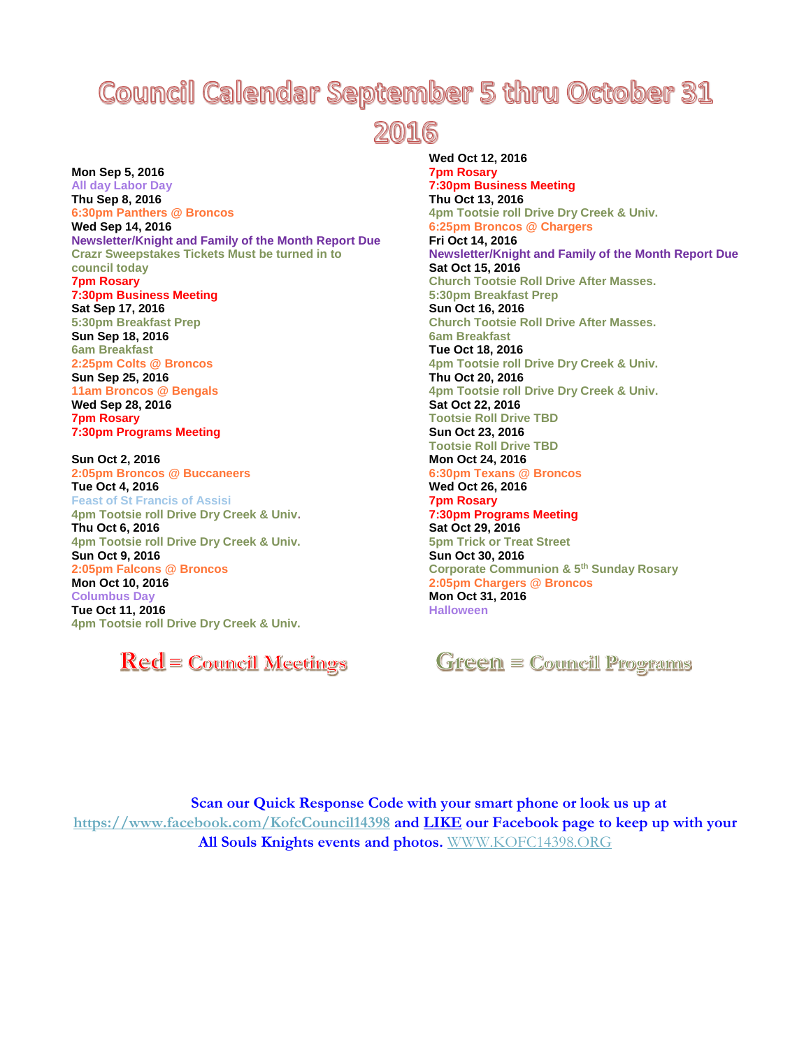# Council Calendar September 5 thru October 31 2016

**Mon Sep 5, 2016**
All day Labor Day
**Thu Sep 8, 2016**
6:30pm Panthers @ Broncos
**Wed Sep 14, 2016**
Newsletter/Knight and Family of the Month Report Due
Crazr Sweepstakes Tickets Must be turned in to council today
7pm Rosary
7:30pm Business Meeting
**Sat Sep 17, 2016**
5:30pm Breakfast Prep
**Sun Sep 18, 2016**
6am Breakfast
2:25pm Colts @ Broncos
**Sun Sep 25, 2016**
11am Broncos @ Bengals
**Wed Sep 28, 2016**
7pm Rosary
7:30pm Programs Meeting

**Sun Oct 2, 2016**
2:05pm Broncos @ Buccaneers
**Tue Oct 4, 2016**
Feast of St Francis of Assisi
4pm Tootsie roll Drive Dry Creek & Univ.
**Thu Oct 6, 2016**
4pm Tootsie roll Drive Dry Creek & Univ.
**Sun Oct 9, 2016**
2:05pm Falcons @ Broncos
**Mon Oct 10, 2016**
Columbus Day
**Tue Oct 11, 2016**
4pm Tootsie roll Drive Dry Creek & Univ.
**Wed Oct 12, 2016**
7pm Rosary
7:30pm Business Meeting
**Thu Oct 13, 2016**
4pm Tootsie roll Drive Dry Creek & Univ.
6:25pm Broncos @ Chargers
**Fri Oct 14, 2016**
Newsletter/Knight and Family of the Month Report Due
**Sat Oct 15, 2016**
Church Tootsie Roll Drive After Masses.
5:30pm Breakfast Prep
**Sun Oct 16, 2016**
Church Tootsie Roll Drive After Masses.
6am Breakfast
**Tue Oct 18, 2016**
4pm Tootsie roll Drive Dry Creek & Univ.
**Thu Oct 20, 2016**
4pm Tootsie roll Drive Dry Creek & Univ.
**Sat Oct 22, 2016**
Tootsie Roll Drive TBD
**Sun Oct 23, 2016**
Tootsie Roll Drive TBD
**Mon Oct 24, 2016**
6:30pm Texans @ Broncos
**Wed Oct 26, 2016**
7pm Rosary
7:30pm Programs Meeting
**Sat Oct 29, 2016**
5pm Trick or Treat Street
**Sun Oct 30, 2016**
Corporate Communion & 5th Sunday Rosary
2:05pm Chargers @ Broncos
**Mon Oct 31, 2016**
Halloween

Red = Council Meetings

Green = Council Programs

**Scan our Quick Response Code with your smart phone or look us up at https://www.facebook.com/KofcCouncil14398 and LIKE our Facebook page to keep up with your All Souls Knights events and photos.** WWW.KOFC14398.ORG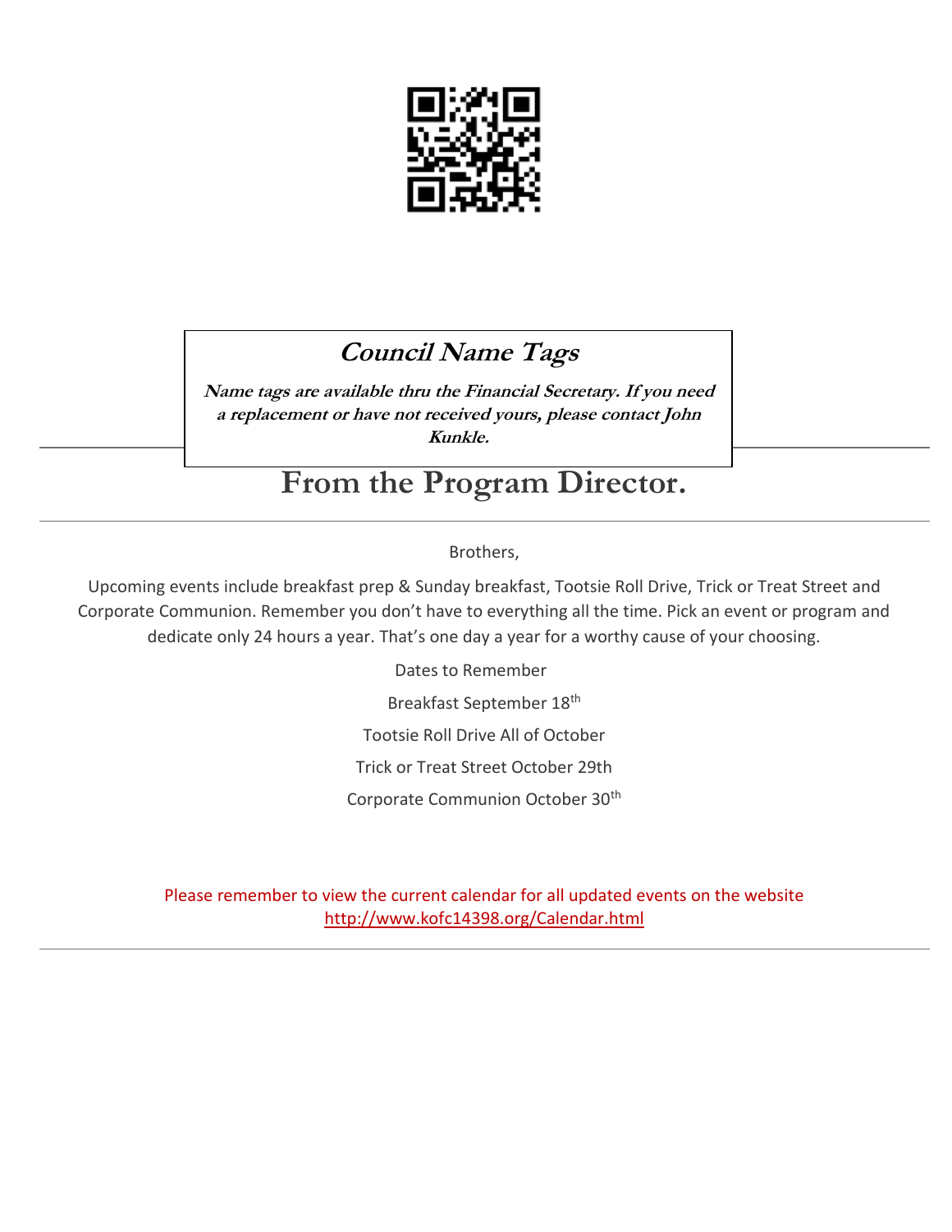## *Council Name Tags*

***Name tags are available thru the Financial Secretary. If you need a replacement or have not received yours, please contact John Kunkle.***

# From the Program Director.

Brothers,

Upcoming events include breakfast prep & Sunday breakfast, Tootsie Roll Drive, Trick or Treat Street and Corporate Communion. Remember you don't have to everything all the time. Pick an event or program and dedicate only 24 hours a year. That's one day a year for a worthy cause of your choosing.

Dates to Remember

Breakfast September 18th

Tootsie Roll Drive All of October

Trick or Treat Street October 29th

Corporate Communion October 30th

Please remember to view the current calendar for all updated events on the website
http://www.kofc14398.org/Calendar.html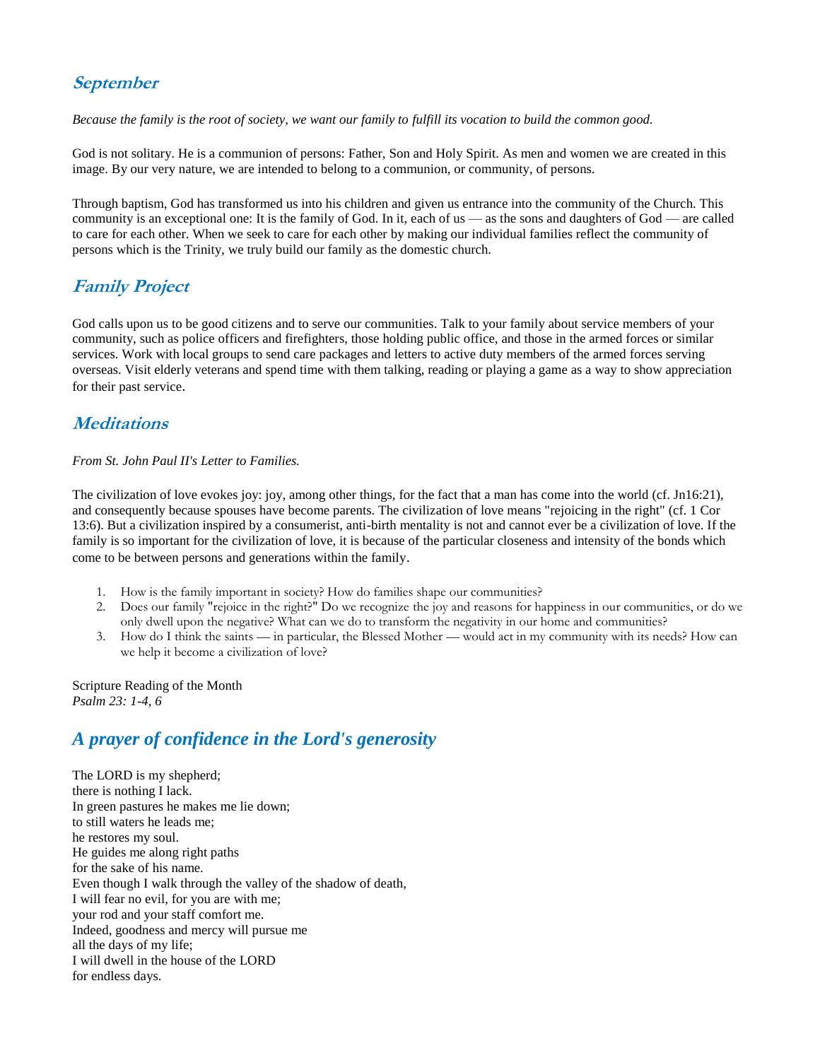## September

*Because the family is the root of society, we want our family to fulfill its vocation to build the common good.*

God is not solitary. He is a communion of persons: Father, Son and Holy Spirit. As men and women we are created in this image. By our very nature, we are intended to belong to a communion, or community, of persons.

Through baptism, God has transformed us into his children and given us entrance into the community of the Church. This community is an exceptional one: It is the family of God. In it, each of us — as the sons and daughters of God — are called to care for each other. When we seek to care for each other by making our individual families reflect the community of persons which is the Trinity, we truly build our family as the domestic church.

## Family Project

God calls upon us to be good citizens and to serve our communities. Talk to your family about service members of your community, such as police officers and firefighters, those holding public office, and those in the armed forces or similar services. Work with local groups to send care packages and letters to active duty members of the armed forces serving overseas. Visit elderly veterans and spend time with them talking, reading or playing a game as a way to show appreciation for their past service.

## Meditations

*From St. John Paul II's Letter to Families.*

The civilization of love evokes joy: joy, among other things, for the fact that a man has come into the world (cf. Jn16:21), and consequently because spouses have become parents. The civilization of love means "rejoicing in the right" (cf. 1 Cor 13:6). But a civilization inspired by a consumerist, anti-birth mentality is not and cannot ever be a civilization of love. If the family is so important for the civilization of love, it is because of the particular closeness and intensity of the bonds which come to be between persons and generations within the family.

1. How is the family important in society? How do families shape our communities?
2. Does our family "rejoice in the right?" Do we recognize the joy and reasons for happiness in our communities, or do we only dwell upon the negative? What can we do to transform the negativity in our home and communities?
3. How do I think the saints — in particular, the Blessed Mother — would act in my community with its needs? How can we help it become a civilization of love?

Scripture Reading of the Month
*Psalm 23: 1-4, 6*

## *A prayer of confidence in the Lord's generosity*

The LORD is my shepherd;
there is nothing I lack.
In green pastures he makes me lie down;
to still waters he leads me;
he restores my soul.
He guides me along right paths
for the sake of his name.
Even though I walk through the valley of the shadow of death,
I will fear no evil, for you are with me;
your rod and your staff comfort me.
Indeed, goodness and mercy will pursue me
all the days of my life;
I will dwell in the house of the LORD
for endless days.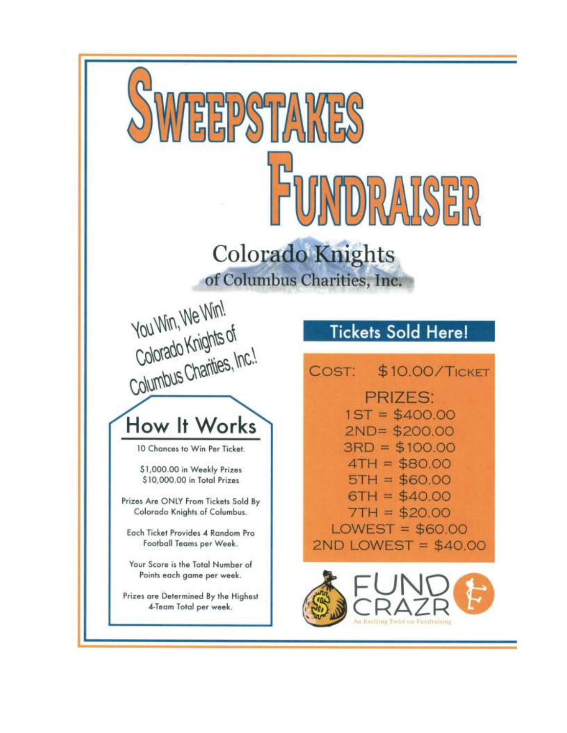# Sweepstakes Fundraiser

## Colorado Knights of Columbus Charities, Inc.

You Win, We Win! Colorado Knights of Columbus Charities, Inc.!

## How It Works

10 Chances to Win Per Ticket.

$1,000.00 in Weekly Prizes
$10,000.00 in Total Prizes

Prizes Are ONLY From Tickets Sold By Colorado Knights of Columbus.

Each Ticket Provides 4 Random Pro Football Teams per Week.

Your Score is the Total Number of Points each game per week.

Prizes are Determined By the Highest 4-Team Total per week.

## Tickets Sold Here!

COST: $10.00/TICKET

PRIZES:
1ST = $400.00
2ND= $200.00
3RD = $100.00
4TH = $80.00
5TH = $60.00
6TH = $40.00
7TH = $20.00
LOWEST = $60.00
2ND LOWEST = $40.00

FUND CRAZR
An Exciting Twist on Fundraising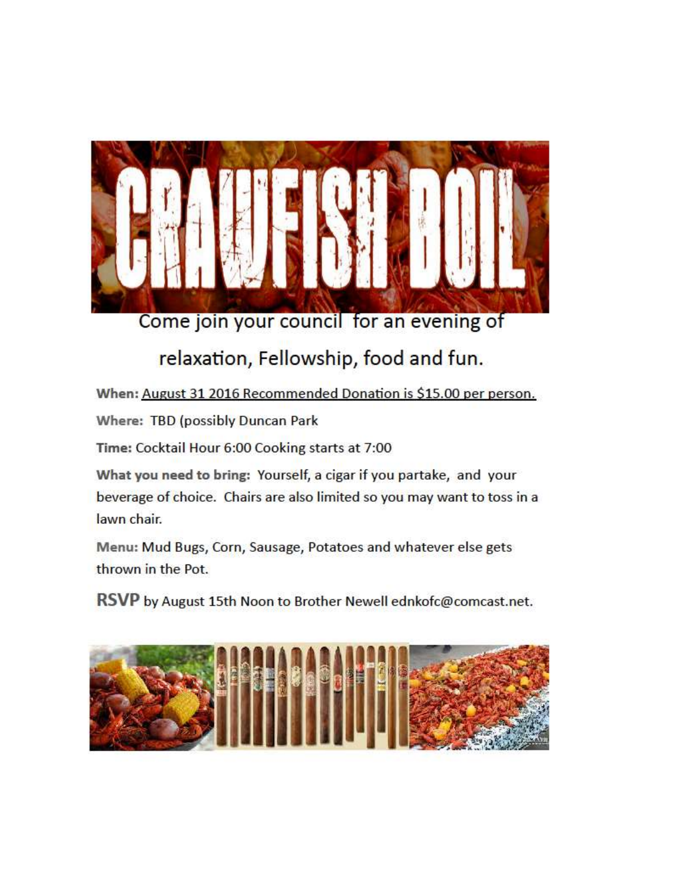# CRAWFISH BOIL

Come join your council for an evening of relaxation, Fellowship, food and fun.

**When:** August 31 2016 Recommended Donation is $15.00 per person.

**Where:** TBD (possibly Duncan Park

**Time:** Cocktail Hour 6:00 Cooking starts at 7:00

**What you need to bring:** Yourself, a cigar if you partake, and your beverage of choice. Chairs are also limited so you may want to toss in a lawn chair.

**Menu:** Mud Bugs, Corn, Sausage, Potatoes and whatever else gets thrown in the Pot.

**RSVP** by August 15th Noon to Brother Newell ednkofc@comcast.net.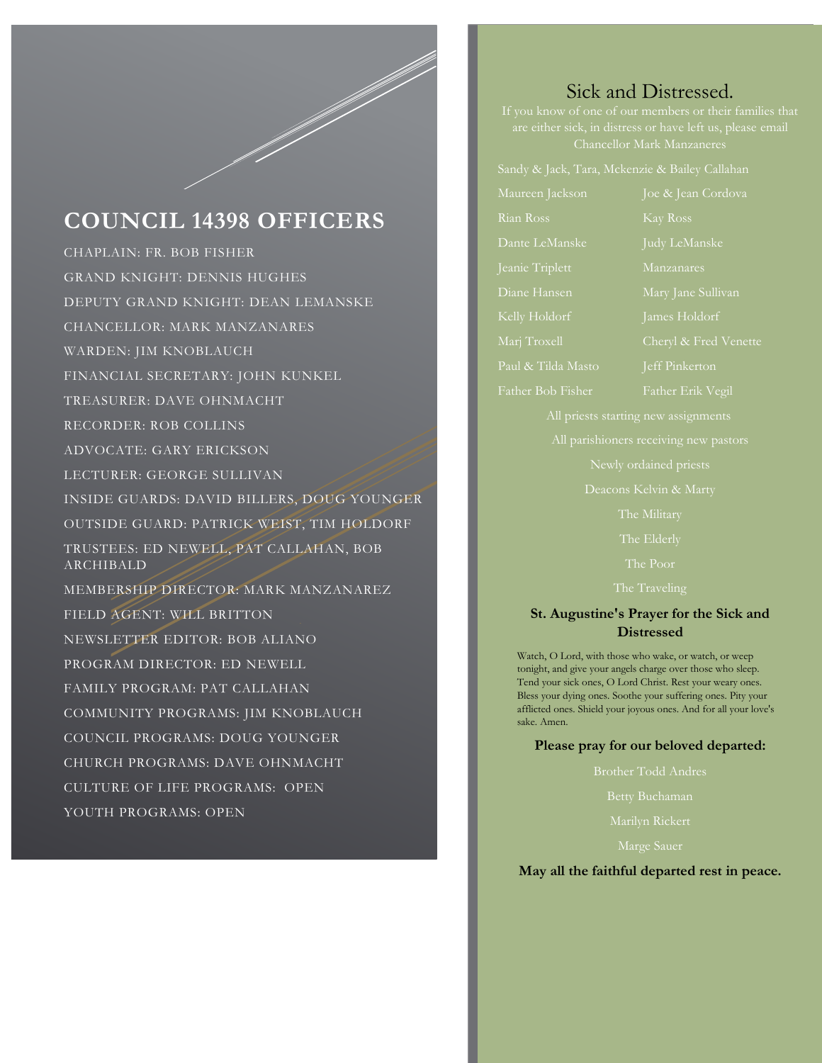## COUNCIL 14398 OFFICERS

CHAPLAIN: FR. BOB FISHER

GRAND KNIGHT: DENNIS HUGHES

DEPUTY GRAND KNIGHT: DEAN LEMANSKE

CHANCELLOR: MARK MANZANARES

WARDEN: JIM KNOBLAUCH

FINANCIAL SECRETARY: JOHN KUNKEL

TREASURER: DAVE OHNMACHT

RECORDER: ROB COLLINS

ADVOCATE: GARY ERICKSON

LECTURER: GEORGE SULLIVAN

INSIDE GUARDS: DAVID BILLERS, DOUG YOUNGER

OUTSIDE GUARD: PATRICK WEIST, TIM HOLDORF

TRUSTEES: ED NEWELL, PAT CALLAHAN, BOB ARCHIBALD

MEMBERSHIP DIRECTOR: MARK MANZANAREZ

FIELD AGENT: WILL BRITTON

NEWSLETTER EDITOR: BOB ALIANO

PROGRAM DIRECTOR: ED NEWELL

FAMILY PROGRAM: PAT CALLAHAN

COMMUNITY PROGRAMS: JIM KNOBLAUCH

COUNCIL PROGRAMS: DOUG YOUNGER

CHURCH PROGRAMS: DAVE OHNMACHT

CULTURE OF LIFE PROGRAMS: OPEN

YOUTH PROGRAMS: OPEN

## Sick and Distressed.

If you know of one of our members or their families that are either sick, in distress or have left us, please email Chancellor Mark Manzaneres

Sandy & Jack, Tara, Mckenzie & Bailey Callahan

Maureen Jackson

Joe & Jean Cordova

Rian Ross

Kay Ross

Dante LeManske

Judy LeManske

Jeanie Triplett

Manzanares

Diane Hansen

Mary Jane Sullivan

Kelly Holdorf

James Holdorf

Marj Troxell

Cheryl & Fred Venette

Paul & Tilda Masto

Jeff Pinkerton

Father Bob Fisher

Father Erik Vegil

All priests starting new assignments

All parishioners receiving new pastors

Newly ordained priests

Deacons Kelvin & Marty

The Military

The Elderly

The Poor

The Traveling

**St. Augustine's Prayer for the Sick and Distressed**

Watch, O Lord, with those who wake, or watch, or weep tonight, and give your angels charge over those who sleep. Tend your sick ones, O Lord Christ. Rest your weary ones. Bless your dying ones. Soothe your suffering ones. Pity your afflicted ones. Shield your joyous ones. And for all your love's sake. Amen.

**Please pray for our beloved departed:**

Brother Todd Andres

Betty Buchaman

Marilyn Rickert

Marge Sauer

**May all the faithful departed rest in peace.**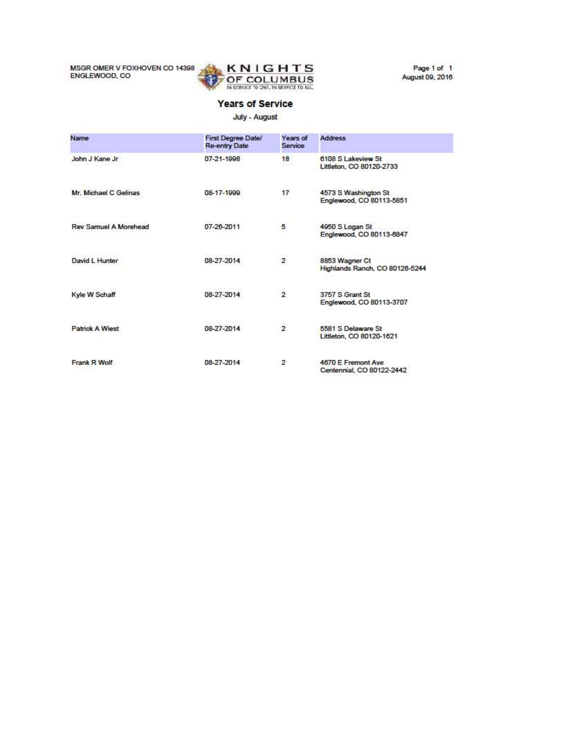MSGR OMER V FOXHOVEN CO 14398
ENGLEWOOD, CO

KNIGHTS OF COLUMBUS
IN SERVICE TO ONE. IN SERVICE TO ALL.

August 09, 2016

## Years of Service

July - August

| Name | First Degree Date/ Re-entry Date | Years of Service | Address |
|---|---|---|---|
| John J Kane Jr | 07-21-1998 | 18 | 6108 S Lakeview St<br>Littleton, CO 80120-2733 |
| Mr. Michael C Gelinas | 08-17-1999 | 17 | 4573 S Washington St<br>Englewood, CO 80113-5851 |
| Rev Samuel A Morehead | 07-26-2011 | 5 | 4950 S Logan St<br>Englewood, CO 80113-6847 |
| David L Hunter | 08-27-2014 | 2 | 8853 Wagner Ct<br>Highlands Ranch, CO 80126-5244 |
| Kyle W Schaff | 08-27-2014 | 2 | 3757 S Grant St<br>Englewood, CO 80113-3707 |
| Patrick A Wiest | 08-27-2014 | 2 | 5581 S Delaware St<br>Littleton, CO 80120-1621 |
| Frank R Wolf | 08-27-2014 | 2 | 4670 E Fremont Ave<br>Centennial, CO 80122-2442 |